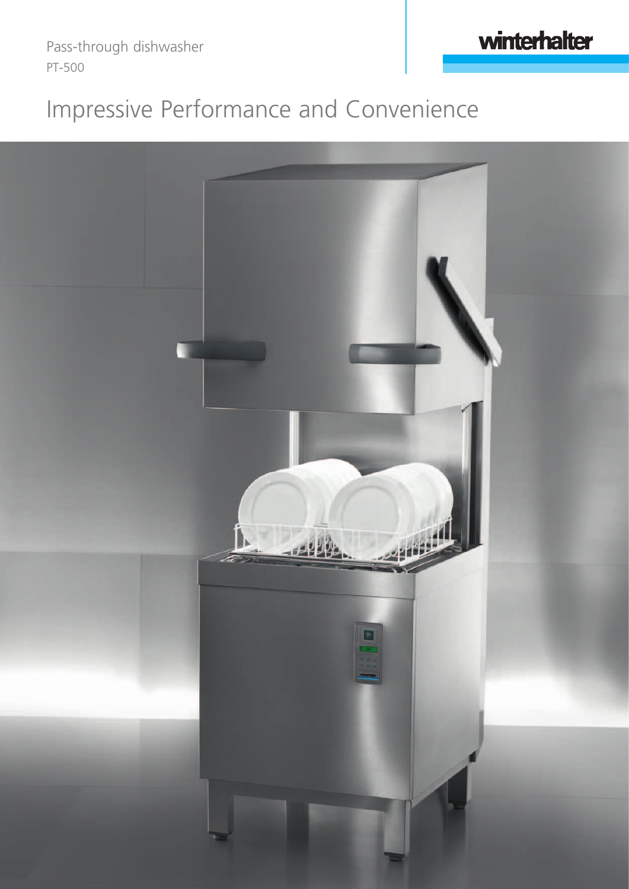Pass-through dishwasher

PT-500

winterhalter

# Impressive Performance and Convenience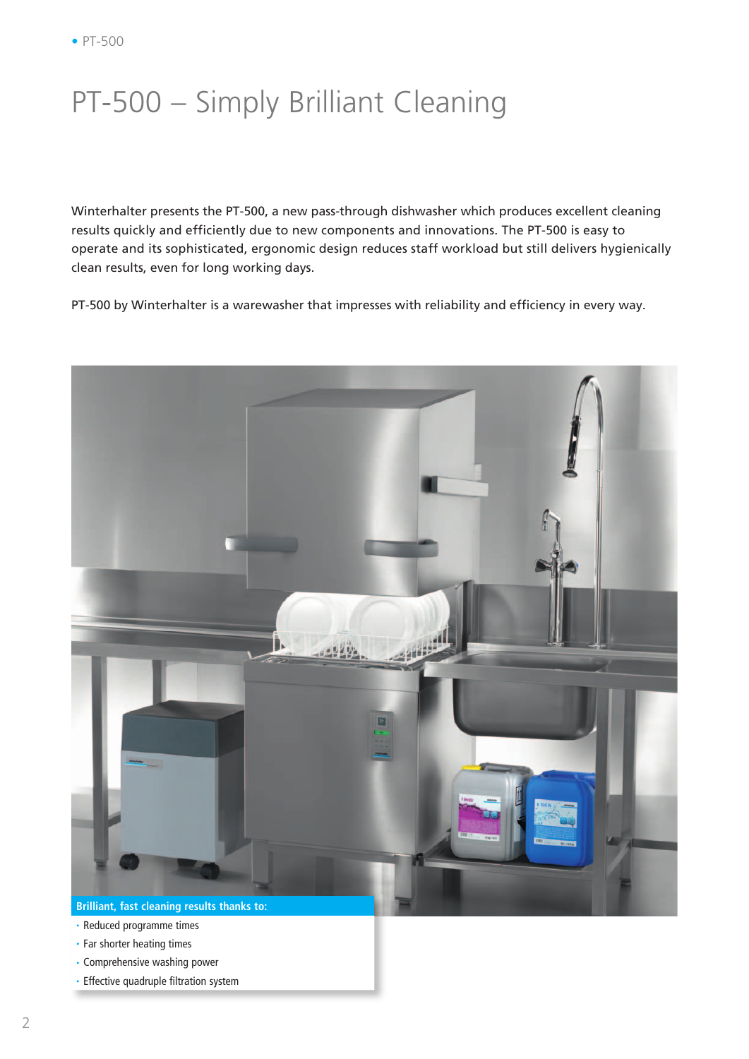# PT-500 – Simply Brilliant Cleaning

Winterhalter presents the PT-500, a new pass-through dishwasher which produces excellent cleaning results quickly and efficiently due to new components and innovations. The PT-500 is easy to operate and its sophisticated, ergonomic design reduces staff workload but still delivers hygienically clean results, even for long working days.

PT-500 by Winterhalter is a warewasher that impresses with reliability and efficiency in every way.

**Brilliant, fast cleaning results thanks to:**

- Reduced programme times
- Far shorter heating times
- Comprehensive washing power
- Effective quadruple filtration system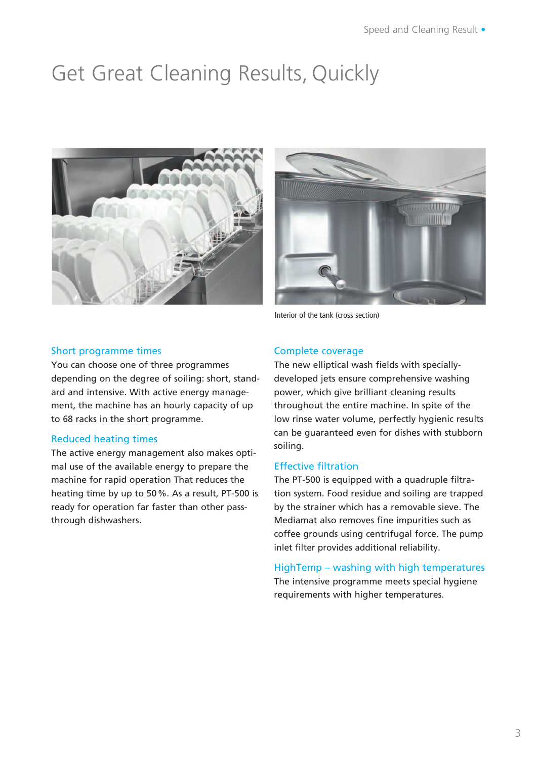# Get Great Cleaning Results, Quickly

Interior of the tank (cross section)

### Short programme times

You can choose one of three programmes depending on the degree of soiling: short, standard and intensive. With active energy management, the machine has an hourly capacity of up to 68 racks in the short programme.

### Reduced heating times

The active energy management also makes optimal use of the available energy to prepare the machine for rapid operation That reduces the heating time by up to 50 %. As a result, PT-500 is ready for operation far faster than other pass-through dishwashers.

### Complete coverage

The new elliptical wash fields with specially-developed jets ensure comprehensive washing power, which give brilliant cleaning results throughout the entire machine. In spite of the low rinse water volume, perfectly hygienic results can be guaranteed even for dishes with stubborn soiling.

### Effective filtration

The PT-500 is equipped with a quadruple filtration system. Food residue and soiling are trapped by the strainer which has a removable sieve. The Mediamat also removes fine impurities such as coffee grounds using centrifugal force. The pump inlet filter provides additional reliability.

### HighTemp – washing with high temperatures

The intensive programme meets special hygiene requirements with higher temperatures.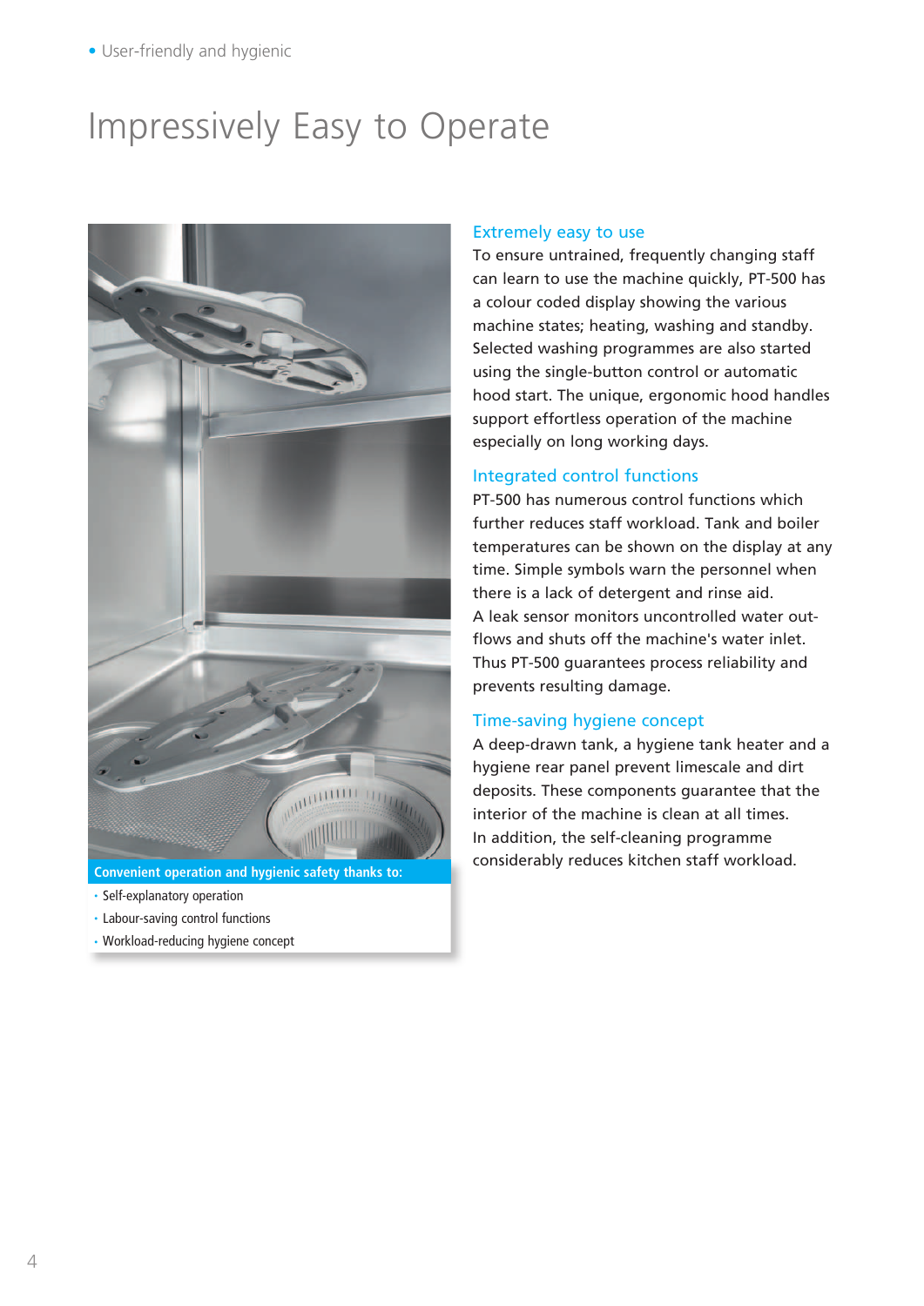• User-friendly and hygienic

# Impressively Easy to Operate

**Convenient operation and hygienic safety thanks to:**

- Self-explanatory operation
- Labour-saving control functions
- Workload-reducing hygiene concept

### Extremely easy to use

To ensure untrained, frequently changing staff can learn to use the machine quickly, PT-500 has a colour coded display showing the various machine states; heating, washing and standby. Selected washing programmes are also started using the single-button control or automatic hood start. The unique, ergonomic hood handles support effortless operation of the machine especially on long working days.

### Integrated control functions

PT-500 has numerous control functions which further reduces staff workload. Tank and boiler temperatures can be shown on the display at any time. Simple symbols warn the personnel when there is a lack of detergent and rinse aid.
A leak sensor monitors uncontrolled water out-flows and shuts off the machine's water inlet. Thus PT-500 guarantees process reliability and prevents resulting damage.

### Time-saving hygiene concept

A deep-drawn tank, a hygiene tank heater and a hygiene rear panel prevent limescale and dirt deposits. These components guarantee that the interior of the machine is clean at all times.
In addition, the self-cleaning programme considerably reduces kitchen staff workload.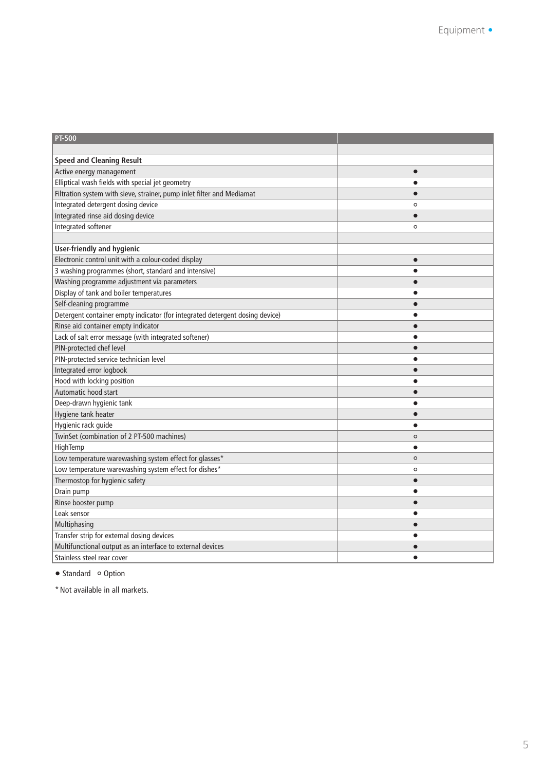| PT-500 | |
|---|---|
| | |
| **Speed and Cleaning Result** | |
| Active energy management | ● |
| Elliptical wash fields with special jet geometry | ● |
| Filtration system with sieve, strainer, pump inlet filter and Mediamat | ● |
| Integrated detergent dosing device | ○ |
| Integrated rinse aid dosing device | ● |
| Integrated softener | ○ |
| | |
| **User-friendly and hygienic** | |
| Electronic control unit with a colour-coded display | ● |
| 3 washing programmes (short, standard and intensive) | ● |
| Washing programme adjustment via parameters | ● |
| Display of tank and boiler temperatures | ● |
| Self-cleaning programme | ● |
| Detergent container empty indicator (for integrated detergent dosing device) | ● |
| Rinse aid container empty indicator | ● |
| Lack of salt error message (with integrated softener) | ● |
| PIN-protected chef level | ● |
| PIN-protected service technician level | ● |
| Integrated error logbook | ● |
| Hood with locking position | ● |
| Automatic hood start | ● |
| Deep-drawn hygienic tank | ● |
| Hygiene tank heater | ● |
| Hygienic rack guide | ● |
| TwinSet (combination of 2 PT-500 machines) | ○ |
| HighTemp | ● |
| Low temperature warewashing system effect for glasses* | ○ |
| Low temperature warewashing system effect for dishes* | ○ |
| Thermostop for hygienic safety | ● |
| Drain pump | ● |
| Rinse booster pump | ● |
| Leak sensor | ● |
| Multiphasing | ● |
| Transfer strip for external dosing devices | ● |
| Multifunctional output as an interface to external devices | ● |
| Stainless steel rear cover | ● |

● Standard ○ Option

* Not available in all markets.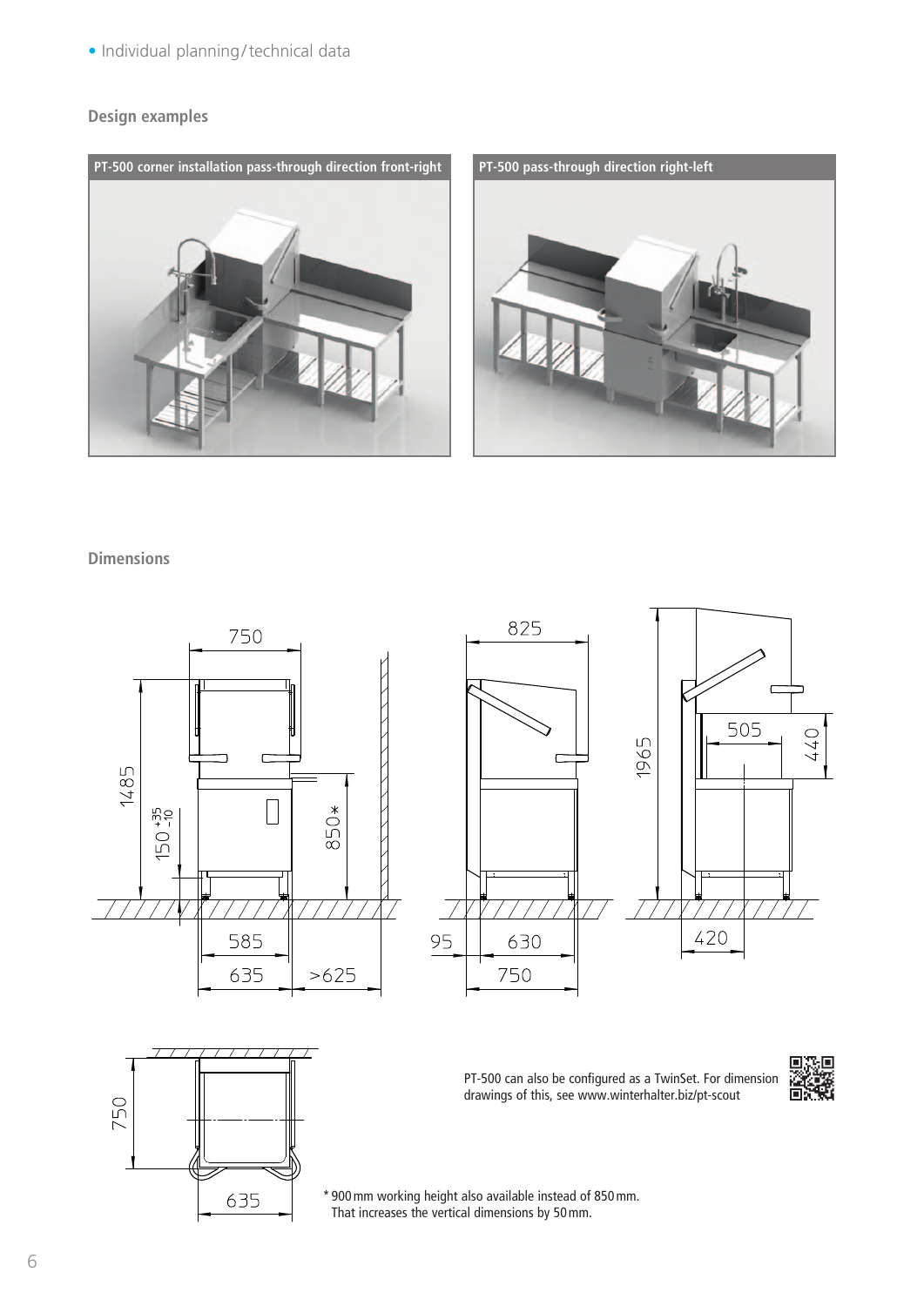• Individual planning/technical data

## Design examples

**PT-500 corner installation pass-through direction front-right**

**PT-500 pass-through direction right-left**

## Dimensions

PT-500 can also be configured as a TwinSet. For dimension drawings of this, see www.winterhalter.biz/pt-scout

\* 900 mm working height also available instead of 850 mm. That increases the vertical dimensions by 50 mm.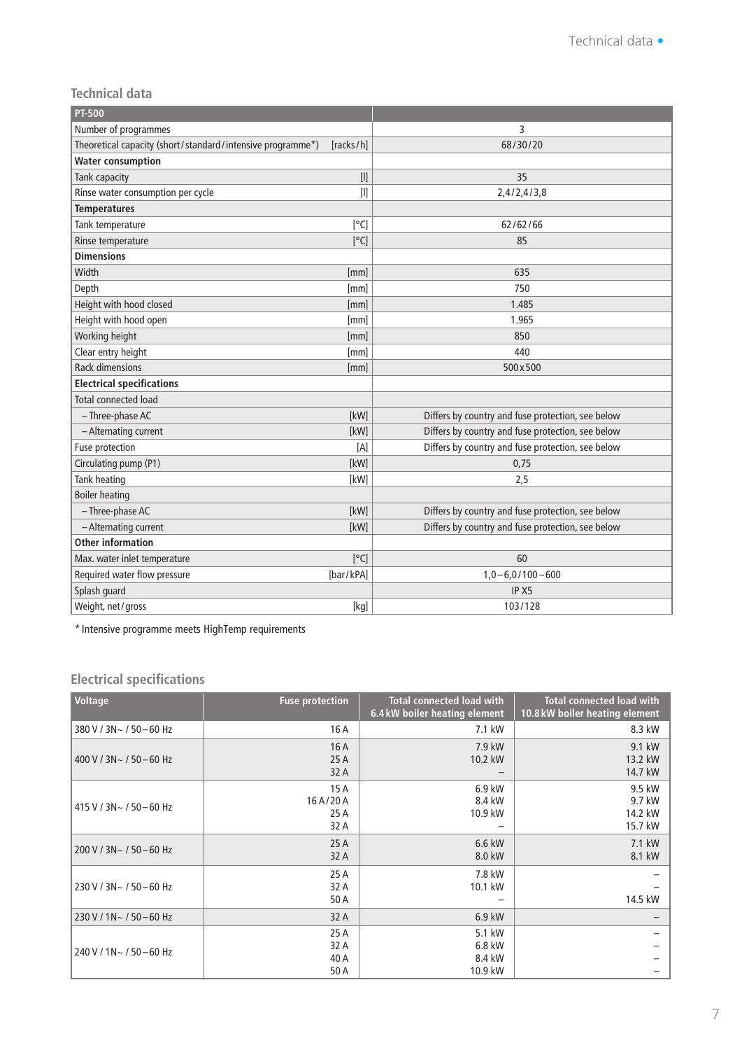## Technical data

| PT-500 | | |
|---|---|---|
| Number of programmes | | 3 |
| Theoretical capacity (short/standard/intensive programme*) | [racks/h] | 68/30/20 |
| **Water consumption** | | |
| Tank capacity | [l] | 35 |
| Rinse water consumption per cycle | [l] | 2,4/2,4/3,8 |
| **Temperatures** | | |
| Tank temperature | [°C] | 62/62/66 |
| Rinse temperature | [°C] | 85 |
| **Dimensions** | | |
| Width | [mm] | 635 |
| Depth | [mm] | 750 |
| Height with hood closed | [mm] | 1.485 |
| Height with hood open | [mm] | 1.965 |
| Working height | [mm] | 850 |
| Clear entry height | [mm] | 440 |
| Rack dimensions | [mm] | 500 x 500 |
| **Electrical specifications** | | |
| Total connected load | | |
| – Three-phase AC | [kW] | Differs by country and fuse protection, see below |
| – Alternating current | [kW] | Differs by country and fuse protection, see below |
| Fuse protection | [A] | Differs by country and fuse protection, see below |
| Circulating pump (P1) | [kW] | 0,75 |
| Tank heating | [kW] | 2,5 |
| Boiler heating | | |
| – Three-phase AC | [kW] | Differs by country and fuse protection, see below |
| – Alternating current | [kW] | Differs by country and fuse protection, see below |
| **Other information** | | |
| Max. water inlet temperature | [°C] | 60 |
| Required water flow pressure | [bar/kPA] | 1,0–6,0/100–600 |
| Splash guard | | IP X5 |
| Weight, net/gross | [kg] | 103/128 |

* Intensive programme meets HighTemp requirements

## Electrical specifications

| Voltage | Fuse protection | Total connected load with 6.4 kW boiler heating element | Total connected load with 10.8 kW boiler heating element |
|---|---|---|---|
| 380 V / 3N~ / 50–60 Hz | 16 A | 7.1 kW | 8.3 kW |
| 400 V / 3N~ / 50–60 Hz | 16 A<br>25 A<br>32 A | 7.9 kW<br>10.2 kW<br>– | 9.1 kW<br>13.2 kW<br>14.7 kW |
| 415 V / 3N~ / 50–60 Hz | 15 A<br>16 A/20 A<br>25 A<br>32 A | 6.9 kW<br>8.4 kW<br>10.9 kW<br>– | 9.5 kW<br>9.7 kW<br>14.2 kW<br>15.7 kW |
| 200 V / 3N~ / 50–60 Hz | 25 A<br>32 A | 6.6 kW<br>8.0 kW | 7.1 kW<br>8.1 kW |
| 230 V / 3N~ / 50–60 Hz | 25 A<br>32 A<br>50 A | 7.8 kW<br>10.1 kW<br>– | –<br>–<br>14.5 kW |
| 230 V / 1N~ / 50–60 Hz | 32 A | 6.9 kW | – |
| 240 V / 1N~ / 50–60 Hz | 25 A<br>32 A<br>40 A<br>50 A | 5.1 kW<br>6.8 kW<br>8.4 kW<br>10.9 kW | –<br>–<br>–<br>– |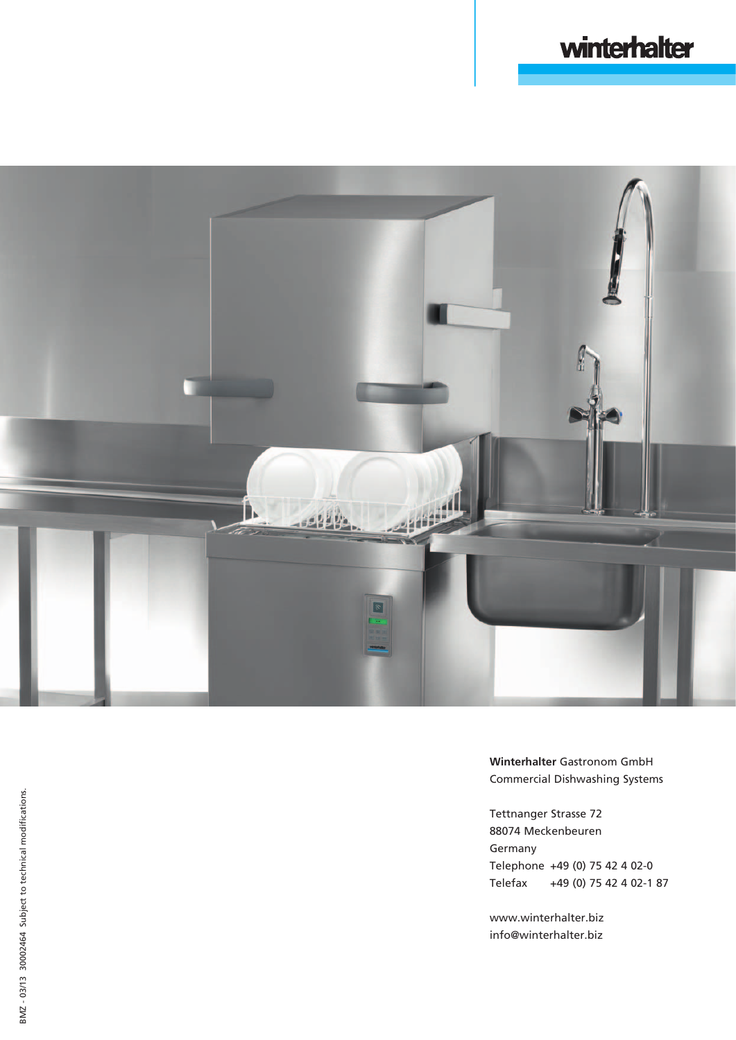winterhalter

**Winterhalter** Gastronom GmbH
Commercial Dishwashing Systems

Tettnanger Strasse 72
88074 Meckenbeuren
Germany
Telephone +49 (0) 75 42 4 02-0
Telefax +49 (0) 75 42 4 02-1 87

www.winterhalter.biz
info@winterhalter.biz

BMZ - 03/13 30002464 Subject to technical modifications.